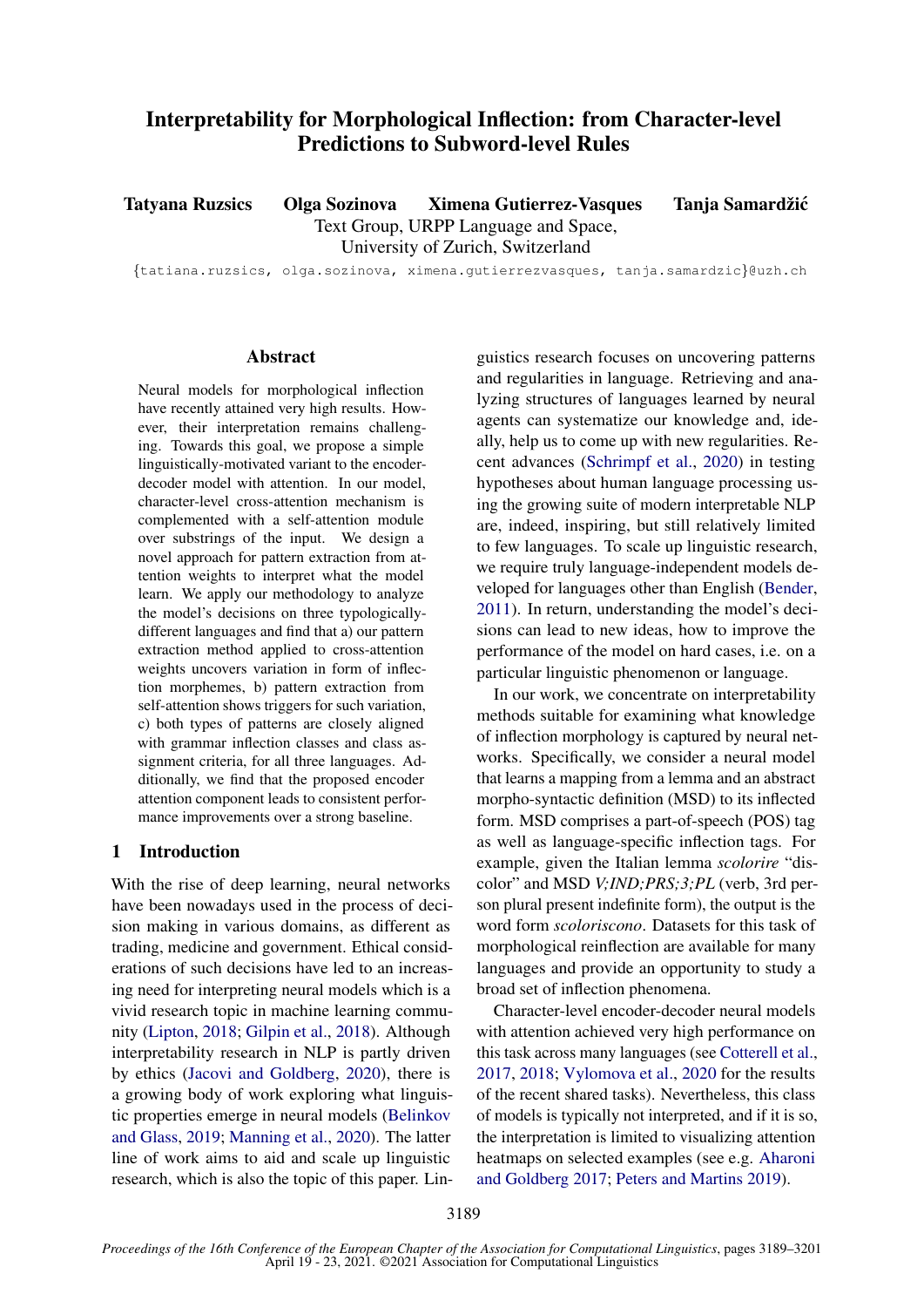# Interpretability for Morphological Inflection: from Character-level Predictions to Subword-level Rules

**Tatyana Ruzsics Olga Sozinova Ximena Gutierrez-Vasques Tanja Samardžić**

Text Group, URPP Language and Space,
University of Zurich, Switzerland

{tatiana.ruzsics, olga.sozinova, ximena.gutierrezvasques, tanja.samardzic}@uzh.ch

## Abstract

Neural models for morphological inflection have recently attained very high results. However, their interpretation remains challenging. Towards this goal, we propose a simple linguistically-motivated variant to the encoder-decoder model with attention. In our model, character-level cross-attention mechanism is complemented with a self-attention module over substrings of the input. We design a novel approach for pattern extraction from attention weights to interpret what the model learn. We apply our methodology to analyze the model's decisions on three typologically-different languages and find that a) our pattern extraction method applied to cross-attention weights uncovers variation in form of inflection morphemes, b) pattern extraction from self-attention shows triggers for such variation, c) both types of patterns are closely aligned with grammar inflection classes and class assignment criteria, for all three languages. Additionally, we find that the proposed encoder attention component leads to consistent performance improvements over a strong baseline.

## 1 Introduction

With the rise of deep learning, neural networks have been nowadays used in the process of decision making in various domains, as different as trading, medicine and government. Ethical considerations of such decisions have led to an increasing need for interpreting neural models which is a vivid research topic in machine learning community (Lipton, 2018; Gilpin et al., 2018). Although interpretability research in NLP is partly driven by ethics (Jacovi and Goldberg, 2020), there is a growing body of work exploring what linguistic properties emerge in neural models (Belinkov and Glass, 2019; Manning et al., 2020). The latter line of work aims to aid and scale up linguistic research, which is also the topic of this paper. Linguistics research focuses on uncovering patterns and regularities in language. Retrieving and analyzing structures of languages learned by neural agents can systematize our knowledge and, ideally, help us to come up with new regularities. Recent advances (Schrimpf et al., 2020) in testing hypotheses about human language processing using the growing suite of modern interpretable NLP are, indeed, inspiring, but still relatively limited to few languages. To scale up linguistic research, we require truly language-independent models developed for languages other than English (Bender, 2011). In return, understanding the model's decisions can lead to new ideas, how to improve the performance of the model on hard cases, i.e. on a particular linguistic phenomenon or language.

In our work, we concentrate on interpretability methods suitable for examining what knowledge of inflection morphology is captured by neural networks. Specifically, we consider a neural model that learns a mapping from a lemma and an abstract morpho-syntactic definition (MSD) to its inflected form. MSD comprises a part-of-speech (POS) tag as well as language-specific inflection tags. For example, given the Italian lemma *scolorire* "discolor" and MSD *V;IND;PRS;3;PL* (verb, 3rd person plural present indefinite form), the output is the word form *scoloriscono*. Datasets for this task of morphological reinflection are available for many languages and provide an opportunity to study a broad set of inflection phenomena.

Character-level encoder-decoder neural models with attention achieved very high performance on this task across many languages (see Cotterell et al., 2017, 2018; Vylomova et al., 2020 for the results of the recent shared tasks). Nevertheless, this class of models is typically not interpreted, and if it is so, the interpretation is limited to visualizing attention heatmaps on selected examples (see e.g. Aharoni and Goldberg 2017; Peters and Martins 2019).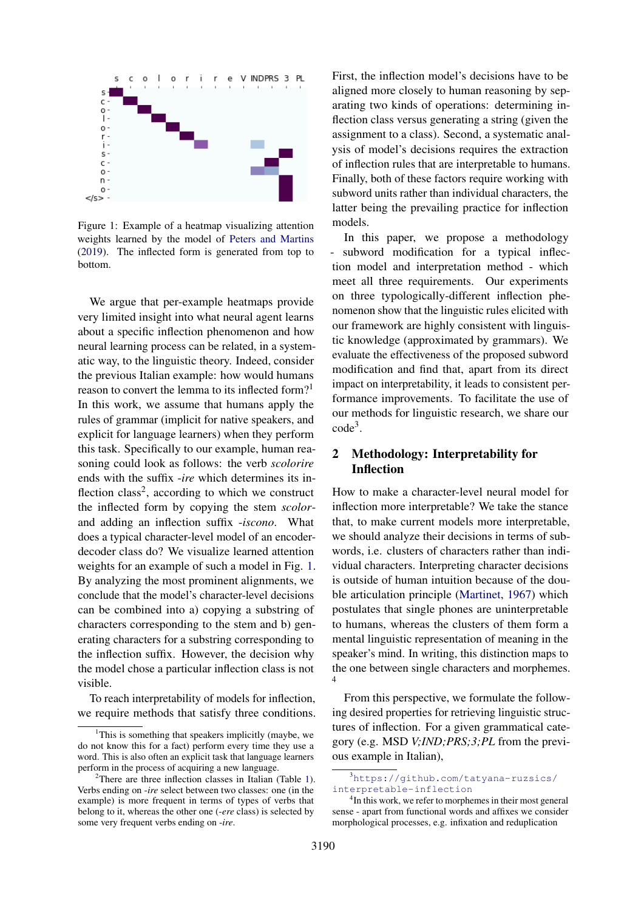Figure 1: Example of a heatmap visualizing attention weights learned by the model of Peters and Martins (2019). The inflected form is generated from top to bottom.

We argue that per-example heatmaps provide very limited insight into what neural agent learns about a specific inflection phenomenon and how neural learning process can be related, in a systematic way, to the linguistic theory. Indeed, consider the previous Italian example: how would humans reason to convert the lemma to its inflected form?[1] In this work, we assume that humans apply the rules of grammar (implicit for native speakers, and explicit for language learners) when they perform this task. Specifically to our example, human reasoning could look as follows: the verb *scolorire* ends with the suffix *-ire* which determines its inflection class[2], according to which we construct the inflected form by copying the stem *scolor-* and adding an inflection suffix *-iscono*. What does a typical character-level model of an encoder-decoder class do? We visualize learned attention weights for an example of such a model in Fig. 1. By analyzing the most prominent alignments, we conclude that the model's character-level decisions can be combined into a) copying a substring of characters corresponding to the stem and b) generating characters for a substring corresponding to the inflection suffix. However, the decision why the model chose a particular inflection class is not visible.

To reach interpretability of models for inflection, we require methods that satisfy three conditions. First, the inflection model's decisions have to be aligned more closely to human reasoning by separating two kinds of operations: determining inflection class versus generating a string (given the assignment to a class). Second, a systematic analysis of model's decisions requires the extraction of inflection rules that are interpretable to humans. Finally, both of these factors require working with subword units rather than individual characters, the latter being the prevailing practice for inflection models.

In this paper, we propose a methodology - subword modification for a typical inflection model and interpretation method - which meet all three requirements. Our experiments on three typologically-different inflection phenomenon show that the linguistic rules elicited with our framework are highly consistent with linguistic knowledge (approximated by grammars). We evaluate the effectiveness of the proposed subword modification and find that, apart from its direct impact on interpretability, it leads to consistent performance improvements. To facilitate the use of our methods for linguistic research, we share our code[3].

## 2 Methodology: Interpretability for Inflection

How to make a character-level neural model for inflection more interpretable? We take the stance that, to make current models more interpretable, we should analyze their decisions in terms of subwords, i.e. clusters of characters rather than individual characters. Interpreting character decisions is outside of human intuition because of the double articulation principle (Martinet, 1967) which postulates that single phones are uninterpretable to humans, whereas the clusters of them form a mental linguistic representation of meaning in the speaker's mind. In writing, this distinction maps to the one between single characters and morphemes.[4]

From this perspective, we formulate the following desired properties for retrieving linguistic structures of inflection. For a given grammatical category (e.g. MSD *V;IND;PRS;3;PL* from the previous example in Italian),

[1]This is something that speakers implicitly (maybe, we do not know this for a fact) perform every time they use a word. This is also often an explicit task that language learners perform in the process of acquiring a new language.

[2]There are three inflection classes in Italian (Table 1). Verbs ending on *-ire* select between two classes: one (in the example) is more frequent in terms of types of verbs that belong to it, whereas the other one (*-ere* class) is selected by some very frequent verbs ending on *-ire*.

[3]https://github.com/tatyana-ruzsics/interpretable-inflection

[4]In this work, we refer to morphemes in their most general sense - apart from functional words and affixes we consider morphological processes, e.g. infixation and reduplication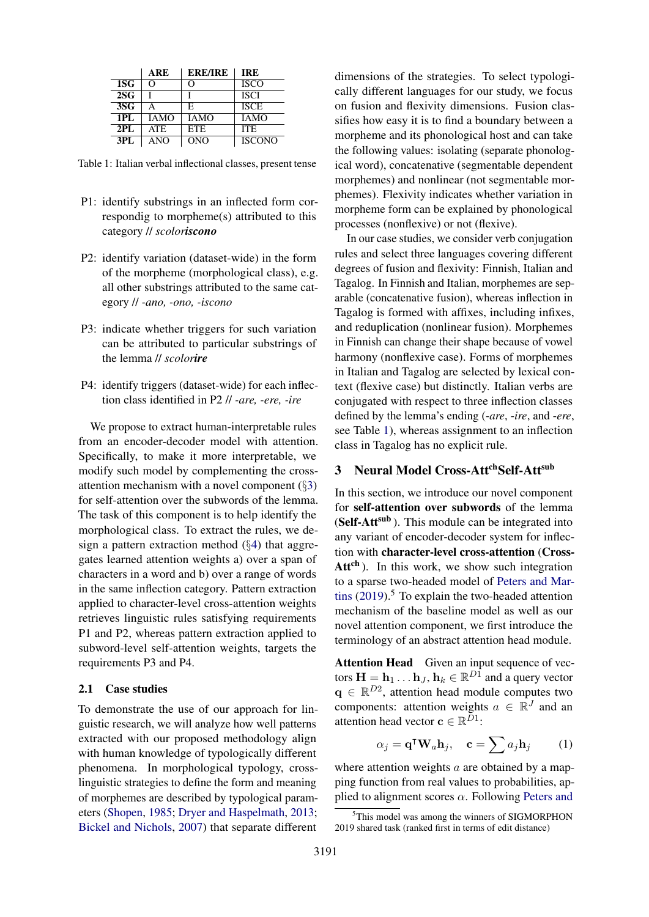|  | ARE | ERE/IRE | IRE |
|---|---|---|---|
| 1SG | O | O | ISCO |
| 2SG | I | I | ISCI |
| 3SG | A | E | ISCE |
| 1PL | IAMO | IAMO | IAMO |
| 2PL | ATE | ETE | ITE |
| 3PL | ANO | ONO | ISCONO |

Table 1: Italian verbal inflectional classes, present tense

P1: identify substrings in an inflected form correspondig to morpheme(s) attributed to this category // *scolo**riscono***

P2: identify variation (dataset-wide) in the form of the morpheme (morphological class), e.g. all other substrings attributed to the same category // *-ano, -ono, -iscono*

P3: indicate whether triggers for such variation can be attributed to particular substrings of the lemma // *scolo**rire***

P4: identify triggers (dataset-wide) for each inflection class identified in P2 // *-are, -ere, -ire*

We propose to extract human-interpretable rules from an encoder-decoder model with attention. Specifically, to make it more interpretable, we modify such model by complementing the cross-attention mechanism with a novel component (§3) for self-attention over the subwords of the lemma. The task of this component is to help identify the morphological class. To extract the rules, we design a pattern extraction method (§4) that aggregates learned attention weights a) over a span of characters in a word and b) over a range of words in the same inflection category. Pattern extraction applied to character-level cross-attention weights retrieves linguistic rules satisfying requirements P1 and P2, whereas pattern extraction applied to subword-level self-attention weights, targets the requirements P3 and P4.

### 2.1 Case studies

To demonstrate the use of our approach for linguistic research, we will analyze how well patterns extracted with our proposed methodology align with human knowledge of typologically different phenomena. In morphological typology, cross-linguistic strategies to define the form and meaning of morphemes are described by typological parameters (Shopen, 1985; Dryer and Haspelmath, 2013; Bickel and Nichols, 2007) that separate different dimensions of the strategies. To select typologically different languages for our study, we focus on fusion and flexivity dimensions. Fusion classifies how easy it is to find a boundary between a morpheme and its phonological host and can take the following values: isolating (separate phonological word), concatenative (segmentable dependent morphemes) and nonlinear (not segmentable morphemes). Flexivity indicates whether variation in morpheme form can be explained by phonological processes (nonflexive) or not (flexive).

In our case studies, we consider verb conjugation rules and select three languages covering different degrees of fusion and flexivity: Finnish, Italian and Tagalog. In Finnish and Italian, morphemes are separable (concatenative fusion), whereas inflection in Tagalog is formed with affixes, including infixes, and reduplication (nonlinear fusion). Morphemes in Finnish can change their shape because of vowel harmony (nonflexive case). Forms of morphemes in Italian and Tagalog are selected by lexical context (flexive case) but distinctly. Italian verbs are conjugated with respect to three inflection classes defined by the lemma's ending (*-are*, *-ire*, and *-ere*, see Table 1), whereas assignment to an inflection class in Tagalog has no explicit rule.

## 3 Neural Model Cross-Att$^{\text{ch}}$Self-Att$^{\text{sub}}$

In this section, we introduce our novel component for **self-attention over subwords** of the lemma (**Self-Att$^{\text{sub}}$**). This module can be integrated into any variant of encoder-decoder system for inflection with **character-level cross-attention** (**Cross-Att$^{\text{ch}}$**). In this work, we show such integration to a sparse two-headed model of Peters and Martins (2019).[5] To explain the two-headed attention mechanism of the baseline model as well as our novel attention component, we first introduce the terminology of an abstract attention head module.

**Attention Head** Given an input sequence of vectors $\mathbf{H} = \mathbf{h}_1 \dots \mathbf{h}_J$, $\mathbf{h}_k \in \mathbb{R}^{D1}$ and a query vector $\mathbf{q} \in \mathbb{R}^{D2}$, attention head module computes two components: attention weights $a \in \mathbb{R}^J$ and an attention head vector $\mathbf{c} \in \mathbb{R}^{D1}$:

$$\alpha_j = \mathbf{q}^{\intercal}\mathbf{W}_a\mathbf{h}_j, \quad \mathbf{c} = \sum a_j \mathbf{h}_j \qquad (1)$$

where attention weights $a$ are obtained by a mapping function from real values to probabilities, applied to alignment scores $\alpha$. Following Peters and

[5]This model was among the winners of SIGMORPHON 2019 shared task (ranked first in terms of edit distance)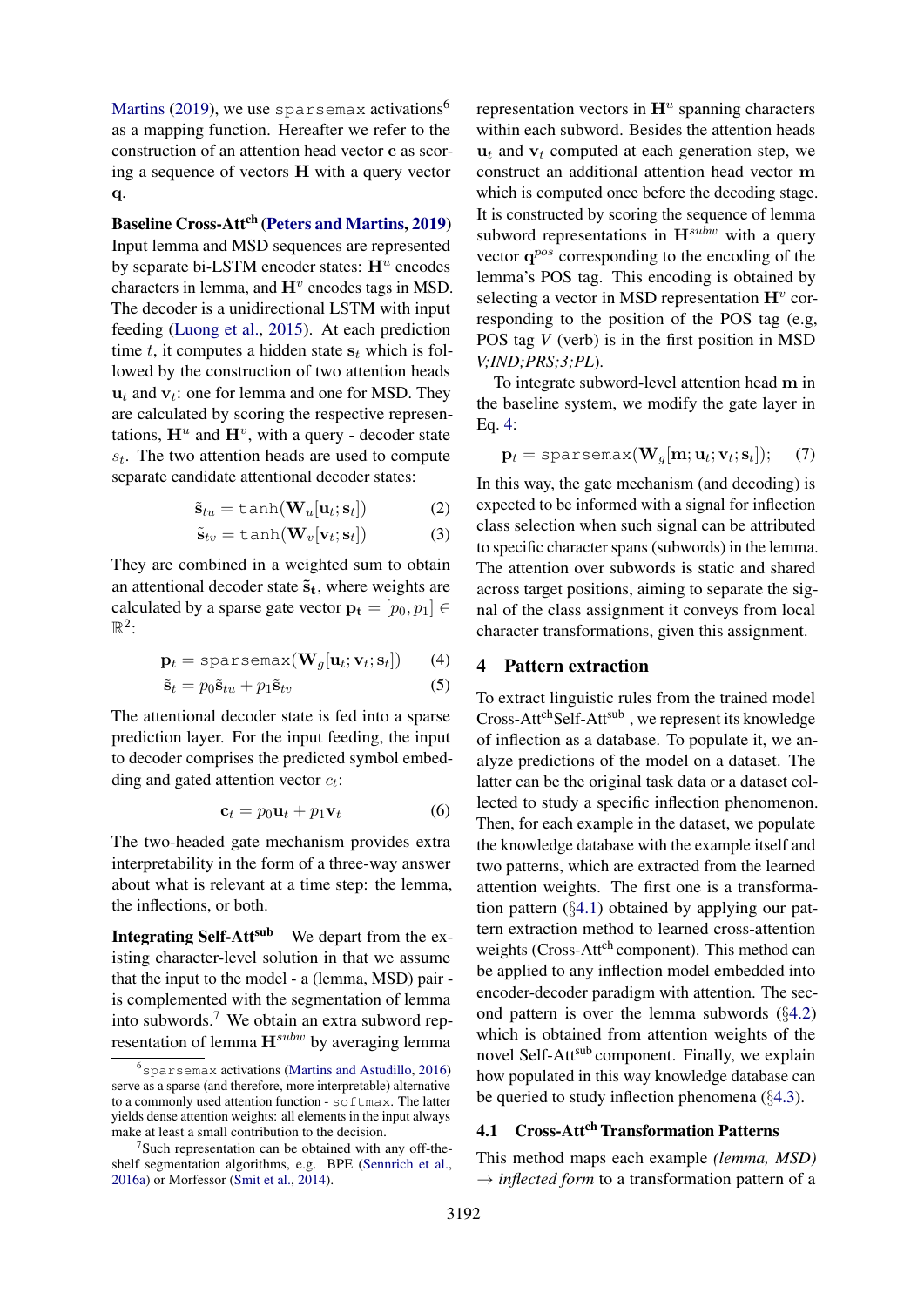Martins (2019), we use sparsemax activations[6] as a mapping function. Hereafter we refer to the construction of an attention head vector $\mathbf{c}$ as scoring a sequence of vectors $\mathbf{H}$ with a query vector $\mathbf{q}$.

**Baseline Cross-Att$^{ch}$ (Peters and Martins, 2019)** Input lemma and MSD sequences are represented by separate bi-LSTM encoder states: $\mathbf{H}^u$ encodes characters in lemma, and $\mathbf{H}^v$ encodes tags in MSD. The decoder is a unidirectional LSTM with input feeding (Luong et al., 2015). At each prediction time $t$, it computes a hidden state $\mathbf{s}_t$ which is followed by the construction of two attention heads $\mathbf{u}_t$ and $\mathbf{v}_t$: one for lemma and one for MSD. They are calculated by scoring the respective representations, $\mathbf{H}^u$ and $\mathbf{H}^v$, with a query - decoder state $s_t$. The two attention heads are used to compute separate candidate attentional decoder states:

$$\tilde{\mathbf{s}}_{tu} = \mathtt{tanh}(\mathbf{W}_u[\mathbf{u}_t; \mathbf{s}_t]) \tag{2}$$

$$\tilde{\mathbf{s}}_{tv} = \mathtt{tanh}(\mathbf{W}_v[\mathbf{v}_t; \mathbf{s}_t]) \tag{3}$$

They are combined in a weighted sum to obtain an attentional decoder state $\tilde{\mathbf{s}}_\mathbf{t}$, where weights are calculated by a sparse gate vector $\mathbf{p_t} = [p_0, p_1] \in \mathbb{R}^2$:

$$\mathbf{p}_t = \mathtt{sparsemax}(\mathbf{W}_g[\mathbf{u}_t; \mathbf{v}_t; \mathbf{s}_t]) \tag{4}$$

$$\tilde{\mathbf{s}}_t = p_0\tilde{\mathbf{s}}_{tu} + p_1\tilde{\mathbf{s}}_{tv} \tag{5}$$

The attentional decoder state is fed into a sparse prediction layer. For the input feeding, the input to decoder comprises the predicted symbol embedding and gated attention vector $c_t$:

$$\mathbf{c}_t = p_0\mathbf{u}_t + p_1\mathbf{v}_t \tag{6}$$

The two-headed gate mechanism provides extra interpretability in the form of a three-way answer about what is relevant at a time step: the lemma, the inflections, or both.

**Integrating Self-Att$^{sub}$** We depart from the existing character-level solution in that we assume that the input to the model - a (lemma, MSD) pair - is complemented with the segmentation of lemma into subwords.[7] We obtain an extra subword representation of lemma $\mathbf{H}^{subw}$ by averaging lemma representation vectors in $\mathbf{H}^u$ spanning characters within each subword. Besides the attention heads $\mathbf{u}_t$ and $\mathbf{v}_t$ computed at each generation step, we construct an additional attention head vector $\mathbf{m}$ which is computed once before the decoding stage. It is constructed by scoring the sequence of lemma subword representations in $\mathbf{H}^{subw}$ with a query vector $\mathbf{q}^{pos}$ corresponding to the encoding of the lemma's POS tag. This encoding is obtained by selecting a vector in MSD representation $\mathbf{H}^v$ corresponding to the position of the POS tag (e.g, POS tag *V* (verb) is in the first position in MSD *V;IND;PRS;3;PL*).

To integrate subword-level attention head $\mathbf{m}$ in the baseline system, we modify the gate layer in Eq. 4:

$$\mathbf{p}_t = \mathtt{sparsemax}(\mathbf{W}_g[\mathbf{m}; \mathbf{u}_t; \mathbf{v}_t; \mathbf{s}_t]); \tag{7}$$

In this way, the gate mechanism (and decoding) is expected to be informed with a signal for inflection class selection when such signal can be attributed to specific character spans (subwords) in the lemma. The attention over subwords is static and shared across target positions, aiming to separate the signal of the class assignment it conveys from local character transformations, given this assignment.

## 4 Pattern extraction

To extract linguistic rules from the trained model Cross-Att$^{ch}$Self-Att$^{sub}$ , we represent its knowledge of inflection as a database. To populate it, we analyze predictions of the model on a dataset. The latter can be the original task data or a dataset collected to study a specific inflection phenomenon. Then, for each example in the dataset, we populate the knowledge database with the example itself and two patterns, which are extracted from the learned attention weights. The first one is a transformation pattern (§4.1) obtained by applying our pattern extraction method to learned cross-attention weights (Cross-Att$^{ch}$ component). This method can be applied to any inflection model embedded into encoder-decoder paradigm with attention. The second pattern is over the lemma subwords (§4.2) which is obtained from attention weights of the novel Self-Att$^{sub}$ component. Finally, we explain how populated in this way knowledge database can be queried to study inflection phenomena (§4.3).

### 4.1 Cross-Att$^{ch}$ Transformation Patterns

This method maps each example *(lemma, MSD)* $\rightarrow$ *inflected form* to a transformation pattern of a

---

[6] sparsemax activations (Martins and Astudillo, 2016) serve as a sparse (and therefore, more interpretable) alternative to a commonly used attention function - softmax. The latter yields dense attention weights: all elements in the input always make at least a small contribution to the decision.

[7] Such representation can be obtained with any off-the-shelf segmentation algorithms, e.g. BPE (Sennrich et al., 2016a) or Morfessor (Smit et al., 2014).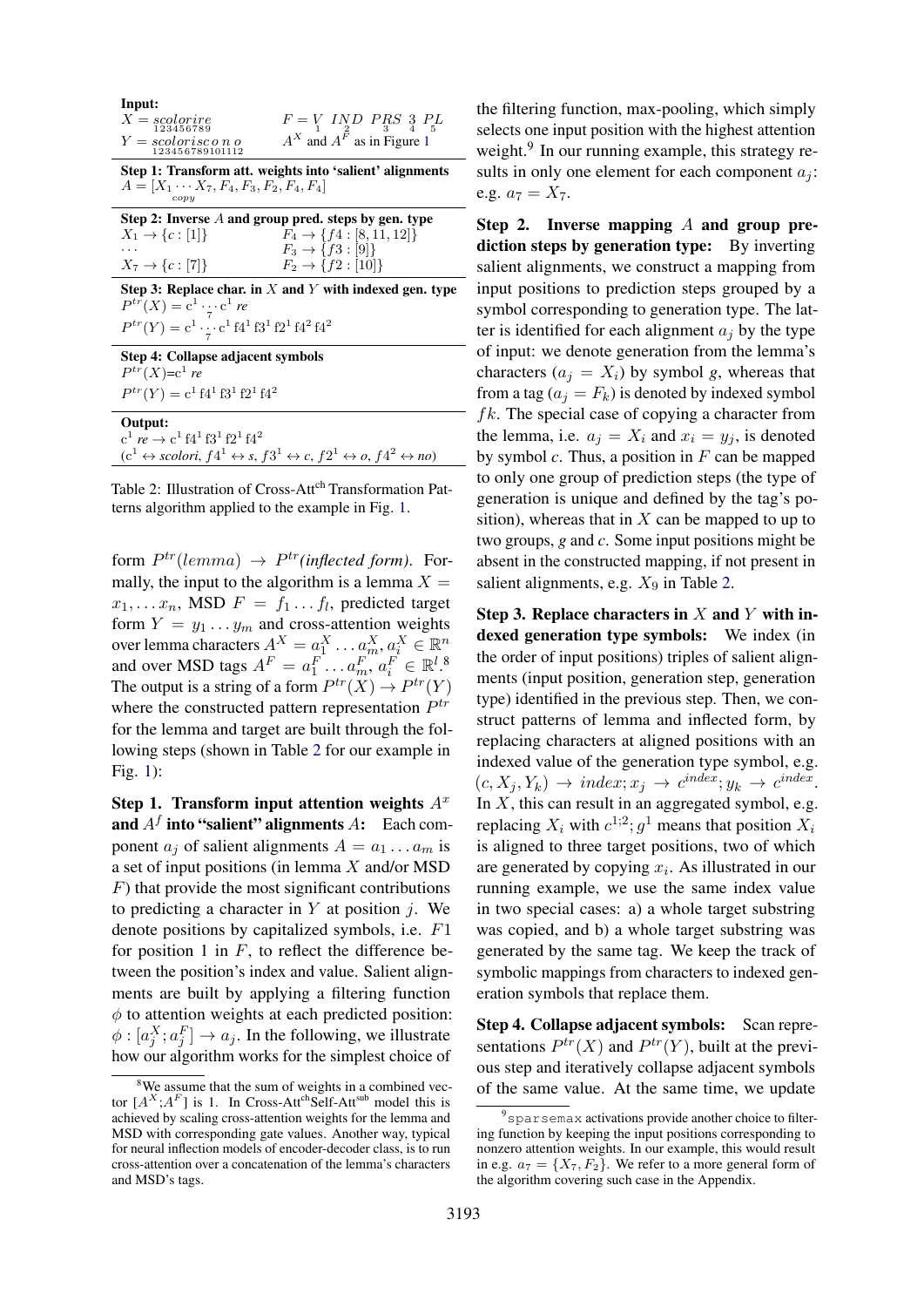**Input:**

$X = \underset{123456789}{scolorire}$ $\quad F = \underset{1}{V}\ \underset{2}{IND}\ \underset{3}{PRS}\ \underset{4}{3}\ \underset{5}{PL}$

$Y = \underset{123456789101112}{scolorisc\,o\,n\,o}$ $\quad A^X$ and $A^F$ as in Figure 1

**Step 1: Transform att. weights into 'salient' alignments**

$A = [\underbrace{X_1 \cdots X_7}_{copy}, F_4, F_3, F_2, F_4, F_4]$

**Step 2: Inverse $A$ and group pred. steps by gen. type**

$X_1 \to \{c : [1]\}$ $\quad F_4 \to \{f4 : [8, 11, 12]\}$

$\ldots$ $\quad F_3 \to \{f3 : [9]\}$

$X_7 \to \{c : [7]\}$ $\quad F_2 \to \{f2 : [10]\}$

**Step 3: Replace char. in $X$ and $Y$ with indexed gen. type**

$P^{tr}(X) = \mathrm{c}^1 \underset{7}{\cdots} \mathrm{c}^1$ *re*

$P^{tr}(Y) = \mathrm{c}^1 \underset{7}{\cdots} \mathrm{c}^1\ \mathrm{f4}^1\ \mathrm{f3}^1\ \mathrm{f2}^1\ \mathrm{f4}^2\ \mathrm{f4}^2$

**Step 4: Collapse adjacent symbols**

$P^{tr}(X) = \mathrm{c}^1$ *re*

$P^{tr}(Y) = \mathrm{c}^1\ \mathrm{f4}^1\ \mathrm{f3}^1\ \mathrm{f2}^1\ \mathrm{f4}^2$

**Output:**

$\mathrm{c}^1$ *re* $\to \mathrm{c}^1\ \mathrm{f4}^1\ \mathrm{f3}^1\ \mathrm{f2}^1\ \mathrm{f4}^2$

($\mathrm{c}^1 \leftrightarrow$ *scolori*, $f4^1 \leftrightarrow$ *s*, $f3^1 \leftrightarrow$ *c*, $f2^1 \leftrightarrow$ *o*, $f4^2 \leftrightarrow$ *no*)

Table 2: Illustration of Cross-Att[ch] Transformation Patterns algorithm applied to the example in Fig. 1.

form $P^{tr}(lemma) \to P^{tr}(\textit{inflected form})$. Formally, the input to the algorithm is a lemma $X = x_1, \ldots x_n$, MSD $F = f_1 \ldots f_l$, predicted target form $Y = y_1 \ldots y_m$ and cross-attention weights over lemma characters $A^X = a_1^X \ldots a_m^X, a_i^X \in \mathbb{R}^n$ and over MSD tags $A^F = a_1^F \ldots a_m^F, a_i^F \in \mathbb{R}^l$.[8] The output is a string of a form $P^{tr}(X) \to P^{tr}(Y)$ where the constructed pattern representation $P^{tr}$ for the lemma and target are built through the following steps (shown in Table 2 for our example in Fig. 1):

**Step 1. Transform input attention weights $A^x$ and $A^f$ into "salient" alignments $A$:** Each component $a_j$ of salient alignments $A = a_1 \ldots a_m$ is a set of input positions (in lemma $X$ and/or MSD $F$) that provide the most significant contributions to predicting a character in $Y$ at position $j$. We denote positions by capitalized symbols, i.e. $F1$ for position 1 in $F$, to reflect the difference between the position's index and value. Salient alignments are built by applying a filtering function $\phi$ to attention weights at each predicted position: $\phi : [a_j^X; a_j^F] \to a_j$. In the following, we illustrate how our algorithm works for the simplest choice of the filtering function, max-pooling, which simply selects one input position with the highest attention weight.[9] In our running example, this strategy results in only one element for each component $a_j$: e.g. $a_7 = X_7$.

**Step 2. Inverse mapping $A$ and group prediction steps by generation type:** By inverting salient alignments, we construct a mapping from input positions to prediction steps grouped by a symbol corresponding to generation type. The latter is identified for each alignment $a_j$ by the type of input: we denote generation from the lemma's characters ($a_j = X_i$) by symbol $g$, whereas that from a tag ($a_j = F_k$) is denoted by indexed symbol $fk$. The special case of copying a character from the lemma, i.e. $a_j = X_i$ and $x_i = y_j$, is denoted by symbol $c$. Thus, a position in $F$ can be mapped to only one group of prediction steps (the type of generation is unique and defined by the tag's position), whereas that in $X$ can be mapped to up to two groups, $g$ and $c$. Some input positions might be absent in the constructed mapping, if not present in salient alignments, e.g. $X_9$ in Table 2.

**Step 3. Replace characters in $X$ and $Y$ with indexed generation type symbols:** We index (in the order of input positions) triples of salient alignments (input position, generation step, generation type) identified in the previous step. Then, we construct patterns of lemma and inflected form, by replacing characters at aligned positions with an indexed value of the generation type symbol, e.g. $(c, X_j, Y_k) \to index; x_j \to c^{index}; y_k \to c^{index}$. In $X$, this can result in an aggregated symbol, e.g. replacing $X_i$ with $c^{1;2}; g^1$ means that position $X_i$ is aligned to three target positions, two of which are generated by copying $x_i$. As illustrated in our running example, we use the same index value in two special cases: a) a whole target substring was copied, and b) a whole target substring was generated by the same tag. We keep the track of symbolic mappings from characters to indexed generation symbols that replace them.

**Step 4. Collapse adjacent symbols:** Scan representations $P^{tr}(X)$ and $P^{tr}(Y)$, built at the previous step and iteratively collapse adjacent symbols of the same value. At the same time, we update

[8] We assume that the sum of weights in a combined vector $[A^X;A^F]$ is 1. In Cross-Att[ch]Self-Att[sub] model this is achieved by scaling cross-attention weights for the lemma and MSD with corresponding gate values. Another way, typical for neural inflection models of encoder-decoder class, is to run cross-attention over a concatenation of the lemma's characters and MSD's tags.

[9] `sparsemax` activations provide another choice to filtering function by keeping the input positions corresponding to nonzero attention weights. In our example, this would result in e.g. $a_7 = \{X_7, F_2\}$. We refer to a more general form of the algorithm covering such case in the Appendix.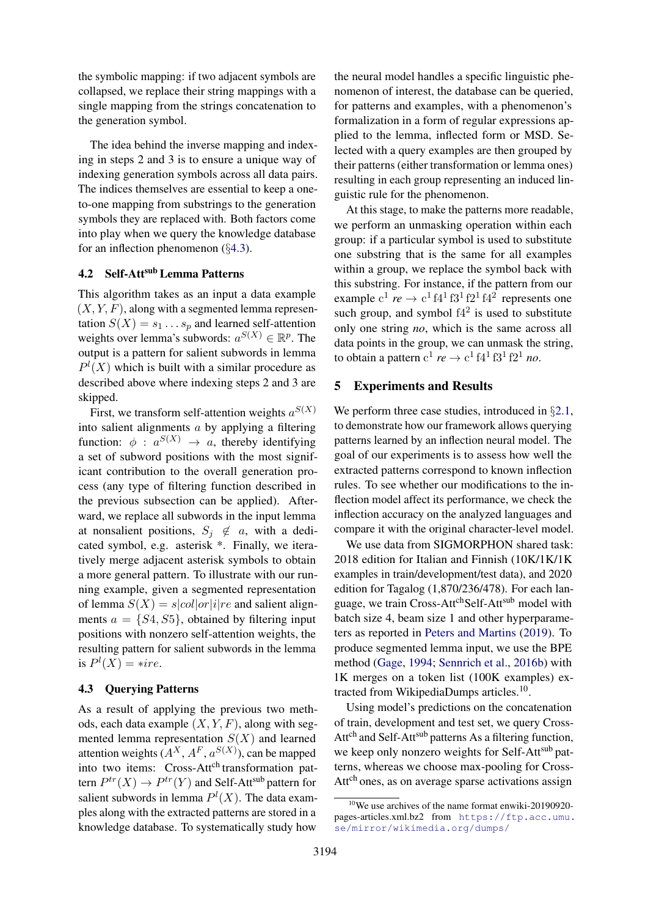the symbolic mapping: if two adjacent symbols are collapsed, we replace their string mappings with a single mapping from the strings concatenation to the generation symbol.

The idea behind the inverse mapping and indexing in steps 2 and 3 is to ensure a unique way of indexing generation symbols across all data pairs. The indices themselves are essential to keep a one-to-one mapping from substrings to the generation symbols they are replaced with. Both factors come into play when we query the knowledge database for an inflection phenomenon (§4.3).

### 4.2 Self-Att$^{\text{sub}}$ Lemma Patterns

This algorithm takes as an input a data example $(X, Y, F)$, along with a segmented lemma representation $S(X) = s_1 \dots s_p$ and learned self-attention weights over lemma's subwords: $a^{S(X)} \in \mathbb{R}^p$. The output is a pattern for salient subwords in lemma $P^l(X)$ which is built with a similar procedure as described above where indexing steps 2 and 3 are skipped.

First, we transform self-attention weights $a^{S(X)}$ into salient alignments $a$ by applying a filtering function: $\phi : a^{S(X)} \rightarrow a$, thereby identifying a set of subword positions with the most significant contribution to the overall generation process (any type of filtering function described in the previous subsection can be applied). Afterward, we replace all subwords in the input lemma at nonsalient positions, $S_j \notin a$, with a dedicated symbol, e.g. asterisk *. Finally, we iteratively merge adjacent asterisk symbols to obtain a more general pattern. To illustrate with our running example, given a segmented representation of lemma $S(X) = s|col|or|i|re$ and salient alignments $a = \{S4, S5\}$, obtained by filtering input positions with nonzero self-attention weights, the resulting pattern for salient subwords in the lemma is $P^l(X) = *ire$.

### 4.3 Querying Patterns

As a result of applying the previous two methods, each data example $(X, Y, F)$, along with segmented lemma representation $S(X)$ and learned attention weights $(A^X, A^F, a^{S(X)})$, can be mapped into two items: Cross-Att$^{\text{ch}}$ transformation pattern $P^{tr}(X) \rightarrow P^{tr}(Y)$ and Self-Att$^{\text{sub}}$ pattern for salient subwords in lemma $P^l(X)$. The data examples along with the extracted patterns are stored in a knowledge database. To systematically study how the neural model handles a specific linguistic phenomenon of interest, the database can be queried, for patterns and examples, with a phenomenon's formalization in a form of regular expressions applied to the lemma, inflected form or MSD. Selected with a query examples are then grouped by their patterns (either transformation or lemma ones) resulting in each group representing an induced linguistic rule for the phenomenon.

At this stage, to make the patterns more readable, we perform an unmasking operation within each group: if a particular symbol is used to substitute one substring that is the same for all examples within a group, we replace the symbol back with this substring. For instance, if the pattern from our example $\text{c}^1$ *re* $\rightarrow$ $\text{c}^1\ \text{f4}^1\ \text{f3}^1\ \text{f2}^1\ \text{f4}^2$ represents one such group, and symbol $\text{f4}^2$ is used to substitute only one string *no*, which is the same across all data points in the group, we can unmask the string, to obtain a pattern $\text{c}^1$ *re* $\rightarrow$ $\text{c}^1\ \text{f4}^1\ \text{f3}^1\ \text{f2}^1$ *no*.

## 5 Experiments and Results

We perform three case studies, introduced in §2.1, to demonstrate how our framework allows querying patterns learned by an inflection neural model. The goal of our experiments is to assess how well the extracted patterns correspond to known inflection rules. To see whether our modifications to the inflection model affect its performance, we check the inflection accuracy on the analyzed languages and compare it with the original character-level model.

We use data from SIGMORPHON shared task: 2018 edition for Italian and Finnish (10K/1K/1K examples in train/development/test data), and 2020 edition for Tagalog (1,870/236/478). For each language, we train Cross-Att$^{\text{ch}}$Self-Att$^{\text{sub}}$ model with batch size 4, beam size 1 and other hyperparameters as reported in Peters and Martins (2019). To produce segmented lemma input, we use the BPE method (Gage, 1994; Sennrich et al., 2016b) with 1K merges on a token list (100K examples) extracted from WikipediaDumps articles.[10].

Using model's predictions on the concatenation of train, development and test set, we query Cross-Att$^{\text{ch}}$ and Self-Att$^{\text{sub}}$ patterns As a filtering function, we keep only nonzero weights for Self-Att$^{\text{sub}}$ patterns, whereas we choose max-pooling for Cross-Att$^{\text{ch}}$ ones, as on average sparse activations assign

[10]We use archives of the name format enwiki-20190920-pages-articles.xml.bz2 from https://ftp.acc.umu.se/mirror/wikimedia.org/dumps/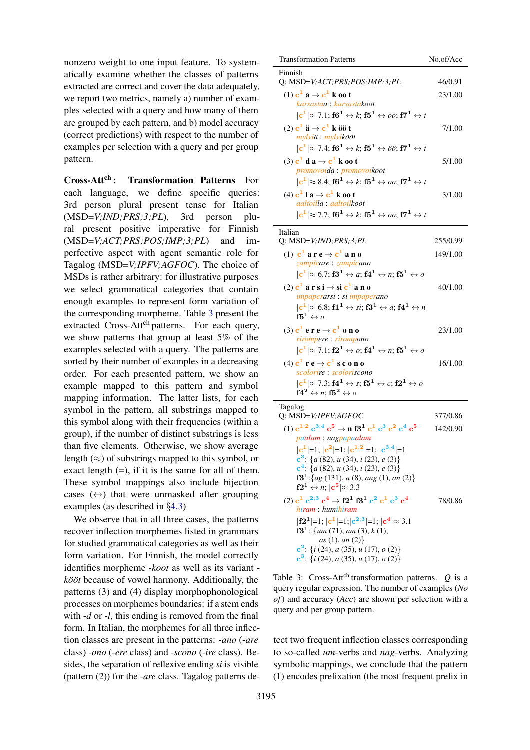nonzero weight to one input feature. To systematically examine whether the classes of patterns extracted are correct and cover the data adequately, we report two metrics, namely a) number of examples selected with a query and how many of them are grouped by each pattern, and b) model accuracy (correct predictions) with respect to the number of examples per selection with a query and per group pattern.

**Cross-Att$^{ch}$: Transformation Patterns** For each language, we define specific queries: 3rd person plural present tense for Italian (MSD=*V;IND;PRS;3;PL*), 3rd person plural present positive imperative for Finnish (MSD=*V;ACT;PRS;POS;IMP;3;PL*) and imperfective aspect with agent semantic role for Tagalog (MSD=*V;IPFV;AGFOC*). The choice of MSDs is rather arbitrary: for illustrative purposes we select grammatical categories that contain enough examples to represent form variation of the corresponding morpheme. Table 3 present the extracted Cross-Att$^{ch}$ patterns. For each query, we show patterns that group at least 5% of the examples selected with a query. The patterns are sorted by their number of examples in a decreasing order. For each presented pattern, we show an example mapped to this pattern and symbol mapping information. The latter lists, for each symbol in the pattern, all substrings mapped to this symbol along with their frequencies (within a group), if the number of distinct substrings is less than five elements. Otherwise, we show average length (≈) of substrings mapped to this symbol, or exact length (=), if it is the same for all of them. These symbol mappings also include bijection cases (↔) that were unmasked after grouping examples (as described in §4.3)

We observe that in all three cases, the patterns recover inflection morphemes listed in grammars for studied grammatical categories as well as their form variation. For Finnish, the model correctly identifies morpheme *-koot* as well as its variant *-kööt* because of vowel harmony. Additionally, the patterns (3) and (4) display morphophonological processes on morpheme boundaries: if a stem ends with *-d* or *-l*, this ending is removed from the final form. In Italian, the morphemes for all three inflection classes are present in the patterns: *-ano* (*-are* class) *-ono* (*-ere* class) and *-scono* (*-ire* class). Besides, the separation of reflexive ending *si* is visible (pattern (2)) for the *-are* class. Tagalog patterns detect two frequent inflection classes corresponding to so-called *um*-verbs and *nag*-verbs. Analyzing symbolic mappings, we conclude that the pattern (1) encodes prefixation (the most frequent prefix in

| Transformation Patterns | No.of/Acc |
|---|---|
| **Finnish** | |
| Q: MSD=*V;ACT;PRS;POS;IMP;3;PL* | 46/0.91 |
| (1) $c^1$ **a** → $c^1$ **k oo t**<br>*karsastaa* : *karsastakoot*<br>$\|c^1\| \approx 7.1$; $f6^1 \leftrightarrow k$; $f5^1 \leftrightarrow oo$; $f7^1 \leftrightarrow t$ | 23/1.00 |
| (2) $c^1$ **ä** → $c^1$ **k öö t**<br>*mylviä* : *mylvikööt*<br>$\|c^1\| \approx 7.4$; $f6^1 \leftrightarrow k$; $f5^1 \leftrightarrow öö$; $f7^1 \leftrightarrow t$ | 7/1.00 |
| (3) $c^1$ **d a** → $c^1$ **k oo t**<br>*promovoida* : *promovoikoot*<br>$\|c^1\| \approx 8.4$; $f6^1 \leftrightarrow k$; $f5^1 \leftrightarrow oo$; $f7^1 \leftrightarrow t$ | 5/1.00 |
| (4) $c^1$ **l a** → $c^1$ **k oo t**<br>*aaltoilla* : *aaltoilkoot*<br>$\|c^1\| \approx 7.7$; $f6^1 \leftrightarrow k$; $f5^1 \leftrightarrow oo$; $f7^1 \leftrightarrow t$ | 3/1.00 |
| **Italian** | |
| Q: MSD=*V;IND;PRS;3;PL* | 255/0.99 |
| (1) $c^1$ **a r e** → $c^1$ **a n o**<br>*zampicare* : *zampicano*<br>$\|c^1\| \approx 6.7$; $f3^1 \leftrightarrow a$; $f4^1 \leftrightarrow n$; $f5^1 \leftrightarrow o$ | 149/1.00 |
| (2) $c^1$ **a r s i** → **si** $c^1$ **a n o**<br>*imparperarsi* : *si impaperano*<br>$\|c^1\| \approx 6.8$; $f1^1 \leftrightarrow si$; $f3^1 \leftrightarrow a$; $f4^1 \leftrightarrow n$; $f5^1 \leftrightarrow o$ | 40/1.00 |
| (3) $c^1$ **e r e** → $c^1$ **o n o**<br>*rirompere* : *rirompono*<br>$\|c^1\| \approx 7.1$; $f2^1 \leftrightarrow o$; $f4^1 \leftrightarrow n$; $f5^1 \leftrightarrow o$ | 23/1.00 |
| (4) $c^1$ **r e** → $c^1$ **s c o n o**<br>*scolorire* : *scoloriscono*<br>$\|c^1\| \approx 7.3$; $f4^1 \leftrightarrow s$; $f5^1 \leftrightarrow c$; $f2^1 \leftrightarrow o$; $f4^2 \leftrightarrow n$; $f5^2 \leftrightarrow o$ | 16/1.00 |
| **Tagalog** | |
| Q: MSD=*V;IPFV;AGFOC* | 377/0.86 |
| (1) $c^{1;2}$ $c^{3;4}$ $c^5$ → **n** $f3^1$ $c^1$ $c^3$ $c^2$ $c^4$ $c^5$<br>*paalam* : *nagpapaalam*<br>$\|c^1\|=1$; $\|c^2\|=1$; $\|c^{1:2}\|=1$; $\|c^{3:4}\|=1$<br>$c^3$: {*a* (82), *u* (34), *i* (23), *e* (3)}<br>$c^4$: {*a* (82), *u* (34), *i* (23), *e* (3)}<br>$f3^1$: {*ag* (131), *a* (8), *ang* (1), *an* (2)}<br>$f2^1 \leftrightarrow n$; $\|c^5\| \approx 3.3$ | 142/0.90 |
| (2) $c^1$ $c^{2:3}$ $c^4$ → $f2^1$ $f3^1$ $c^2$ $c^1$ $c^3$ $c^4$<br>*hiram* : *humihiram*<br>$\|f2^1\|=1$; $\|c^1\|=1$; $\|c^{2:3}\|=1$; $\|c^4\| \approx 3.1$<br>$f3^1$: {*um* (71), *am* (3), *k* (1), *as* (1), *an* (2)}<br>$c^2$: {*i* (24), *a* (35), *u* (17), *o* (2)}<br>$c^3$: {*i* (24), *a* (35), *u* (17), *o* (2)} | 78/0.86 |

Table 3: Cross-Att$^{ch}$ transformation patterns. *Q* is a query regular expression. The number of examples (*No of*) and accuracy (*Acc*) are shown per selection with a query and per group pattern.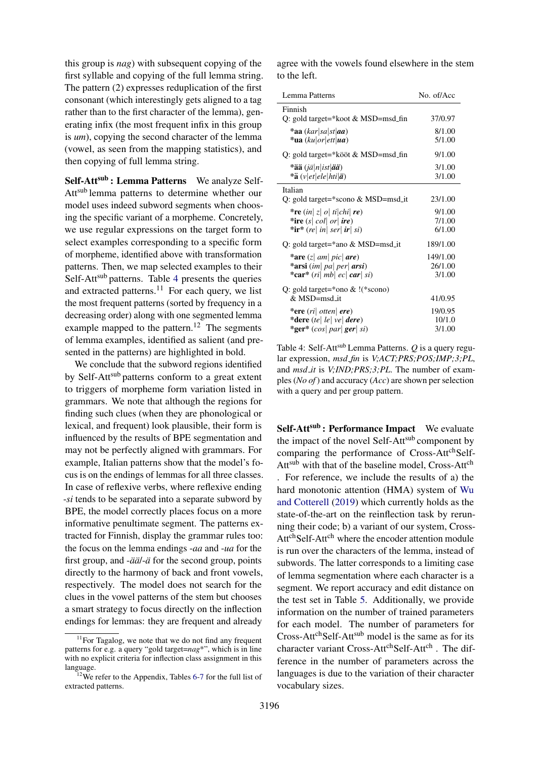this group is *nag*) with subsequent copying of the first syllable and copying of the full lemma string. The pattern (2) expresses reduplication of the first consonant (which interestingly gets aligned to a tag rather than to the first character of the lemma), generating infix (the most frequent infix in this group is *um*), copying the second character of the lemma (vowel, as seen from the mapping statistics), and then copying of full lemma string.

**Self-Att$^{sub}$ : Lemma Patterns** We analyze Self-Att$^{sub}$ lemma patterns to determine whether our model uses indeed subword segments when choosing the specific variant of a morpheme. Concretely, we use regular expressions on the target form to select examples corresponding to a specific form of morpheme, identified above with transformation patterns. Then, we map selected examples to their Self-Att$^{sub}$ patterns. Table 4 presents the queries and extracted patterns.[11] For each query, we list the most frequent patterns (sorted by frequency in a decreasing order) along with one segmented lemma example mapped to the pattern.[12] The segments of lemma examples, identified as salient (and presented in the patterns) are highlighted in bold.

We conclude that the subword regions identified by Self-Att$^{sub}$ patterns conform to a great extent to triggers of morpheme form variation listed in grammars. We note that although the regions for finding such clues (when they are phonological or lexical, and frequent) look plausible, their form is influenced by the results of BPE segmentation and may not be perfectly aligned with grammars. For example, Italian patterns show that the model's focus is on the endings of lemmas for all three classes. In case of reflexive verbs, where reflexive ending *-si* tends to be separated into a separate subword by BPE, the model correctly places focus on a more informative penultimate segment. The patterns extracted for Finnish, display the grammar rules too: the focus on the lemma endings *-aa* and *-ua* for the first group, and *-ää*/*-ä* for the second group, points directly to the harmony of back and front vowels, respectively. The model does not search for the clues in the vowel patterns of the stem but chooses a smart strategy to focus directly on the inflection endings for lemmas: they are frequent and already agree with the vowels found elsewhere in the stem to the left.

| Lemma Patterns | No. of/Acc |
|---|---|
| Finnish | |
| Q: gold target=*koot & MSD=msd_fin | 37/0.97 |
| ***aa** (*kar*\|*sa*\|*st*\|***aa***) | 8/1.00 |
| ***ua** (*ku*\|*or*\|*ett*\|***ua***) | 5/1.00 |
| Q: gold target=*kööt & MSD=msd_fin | 9/1.00 |
| ***ää** (*jä*\|*n*\|*ist*\|***ää***) | 3/1.00 |
| ***ä** (*v*\|*et*\|*ele*\|*hti*\|***ä***) | 3/1.00 |
| Italian | |
| Q: gold target=*scono & MSD=msd_it | 23/1.00 |
| ***re** (*in*\| *z*\| *o*\| *ti*\|*chi*\| ***re***) | 9/1.00 |
| ***ire** (*s*\| *col*\| *or*\| ***ire***) | 7/1.00 |
| ***ir*** (*re*\| *in*\| *ser*\| ***ir***\| *si*) | 6/1.00 |
| Q: gold target=*ano & MSD=msd_it | 189/1.00 |
| ***are** (*z*\| *am*\| *pic*\| ***are***) | 149/1.00 |
| ***arsi** (*im*\| *pa*\| *per*\| ***arsi***) | 26/1.00 |
| ***car*** (*ri*\| *mb*\| *ec*\| ***car***\| *si*) | 3/1.00 |
| Q: gold target=*ono & !(*scono) & MSD=msd_it | 41/0.95 |
| ***ere** (*ri*\| *otten*\| ***ere***) | 19/0.95 |
| ***dere** (*te*\| *le*\| *ve*\| ***dere***) | 10/1.0 |
| ***ger*** (*cos*\| *par*\| ***ger***\| *si*) | 3/1.00 |

Table 4: Self-Att$^{sub}$ Lemma Patterns. *Q* is a query regular expression, *msd_fin* is *V;ACT;PRS;POS;IMP;3;PL*, and *msd_it* is *V;IND;PRS;3;PL*. The number of examples (*No of*) and accuracy (*Acc*) are shown per selection with a query and per group pattern.

**Self-Att$^{sub}$ : Performance Impact** We evaluate the impact of the novel Self-Att$^{sub}$ component by comparing the performance of Cross-Att$^{ch}$Self-Att$^{sub}$ with that of the baseline model, Cross-Att$^{ch}$ . For reference, we include the results of a) the hard monotonic attention (HMA) system of Wu and Cotterell (2019) which currently holds as the state-of-the-art on the reinflection task by rerunning their code; b) a variant of our system, Cross-Att$^{ch}$Self-Att$^{ch}$ where the encoder attention module is run over the characters of the lemma, instead of subwords. The latter corresponds to a limiting case of lemma segmentation where each character is a segment. We report accuracy and edit distance on the test set in Table 5. Additionally, we provide information on the number of trained parameters for each model. The number of parameters for Cross-Att$^{ch}$Self-Att$^{sub}$ model is the same as for its character variant Cross-Att$^{ch}$Self-Att$^{ch}$ . The difference in the number of parameters across the languages is due to the variation of their character vocabulary sizes.

[11] For Tagalog, we note that we do not find any frequent patterns for e.g. a query "gold target=*nag**", which is in line with no explicit criteria for inflection class assignment in this language.

[12] We refer to the Appendix, Tables 6-7 for the full list of extracted patterns.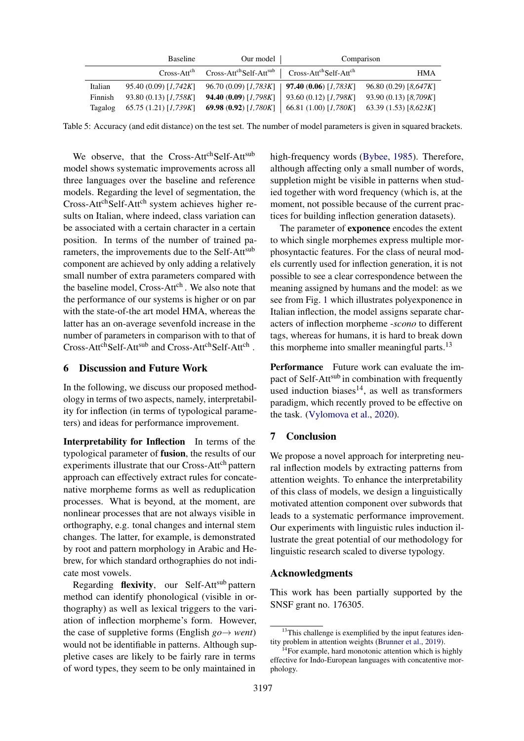| | Baseline | Our model | Comparison | |
|---|---|---|---|---|
| | Cross-Att$^{ch}$ | Cross-Att$^{ch}$Self-Att$^{sub}$ | Cross-Att$^{ch}$Self-Att$^{ch}$ | HMA |
| Italian | 95.40 (0.09) [*1,742K*] | 96.70 (0.09) [*1,783K*] | **97.40** (**0.06**) [*1,783K*] | 96.80 (0.29) [*8,647K*] |
| Finnish | 93.80 (0.13) [*1,758K*] | **94.40** (**0.09**) [*1,798K*] | 93.60 (0.12) [*1,798K*] | 93.90 (0.13) [*8,709K*] |
| Tagalog | 65.75 (1.21) [*1,739K*] | **69.98** (**0.92**) [*1,780K*] | 66.81 (1.00) [*1,780K*] | 63.39 (1.53) [*8,623K*] |

Table 5: Accuracy (and edit distance) on the test set. The number of model parameters is given in squared brackets.

We observe, that the Cross-Att$^{ch}$Self-Att$^{sub}$ model shows systematic improvements across all three languages over the baseline and reference models. Regarding the level of segmentation, the Cross-Att$^{ch}$Self-Att$^{ch}$ system achieves higher results on Italian, where indeed, class variation can be associated with a certain character in a certain position. In terms of the number of trained parameters, the improvements due to the Self-Att$^{sub}$ component are achieved by only adding a relatively small number of extra parameters compared with the baseline model, Cross-Att$^{ch}$ . We also note that the performance of our systems is higher or on par with the state-of-the art model HMA, whereas the latter has an on-average sevenfold increase in the number of parameters in comparison with to that of Cross-Att$^{ch}$Self-Att$^{sub}$ and Cross-Att$^{ch}$Self-Att$^{ch}$ .

## 6 Discussion and Future Work

In the following, we discuss our proposed methodology in terms of two aspects, namely, interpretability for inflection (in terms of typological parameters) and ideas for performance improvement.

**Interpretability for Inflection** In terms of the typological parameter of **fusion**, the results of our experiments illustrate that our Cross-Att$^{ch}$ pattern approach can effectively extract rules for concatenative morpheme forms as well as reduplication processes. What is beyond, at the moment, are nonlinear processes that are not always visible in orthography, e.g. tonal changes and internal stem changes. The latter, for example, is demonstrated by root and pattern morphology in Arabic and Hebrew, for which standard orthographies do not indicate most vowels.

Regarding **flexivity**, our Self-Att$^{sub}$ pattern method can identify phonological (visible in orthography) as well as lexical triggers to the variation of inflection morpheme's form. However, the case of suppletive forms (English *go*→ *went*) would not be identifiable in patterns. Although suppletive cases are likely to be fairly rare in terms of word types, they seem to be only maintained in high-frequency words (Bybee, 1985). Therefore, although affecting only a small number of words, suppletion might be visible in patterns when studied together with word frequency (which is, at the moment, not possible because of the current practices for building inflection generation datasets).

The parameter of **exponence** encodes the extent to which single morphemes express multiple morphosyntactic features. For the class of neural models currently used for inflection generation, it is not possible to see a clear correspondence between the meaning assigned by humans and the model: as we see from Fig. 1 which illustrates polyexponence in Italian inflection, the model assigns separate characters of inflection morpheme *-scono* to different tags, whereas for humans, it is hard to break down this morpheme into smaller meaningful parts.[13]

**Performance** Future work can evaluate the impact of Self-Att$^{sub}$ in combination with frequently used induction biases[14], as well as transformers paradigm, which recently proved to be effective on the task. (Vylomova et al., 2020).

## 7 Conclusion

We propose a novel approach for interpreting neural inflection models by extracting patterns from attention weights. To enhance the interpretability of this class of models, we design a linguistically motivated attention component over subwords that leads to a systematic performance improvement. Our experiments with linguistic rules induction illustrate the great potential of our methodology for linguistic research scaled to diverse typology.

## Acknowledgments

This work has been partially supported by the SNSF grant no. 176305.

[13]This challenge is exemplified by the input features identity problem in attention weights (Brunner et al., 2019).

[14]For example, hard monotonic attention which is highly effective for Indo-European languages with concatenative morphology.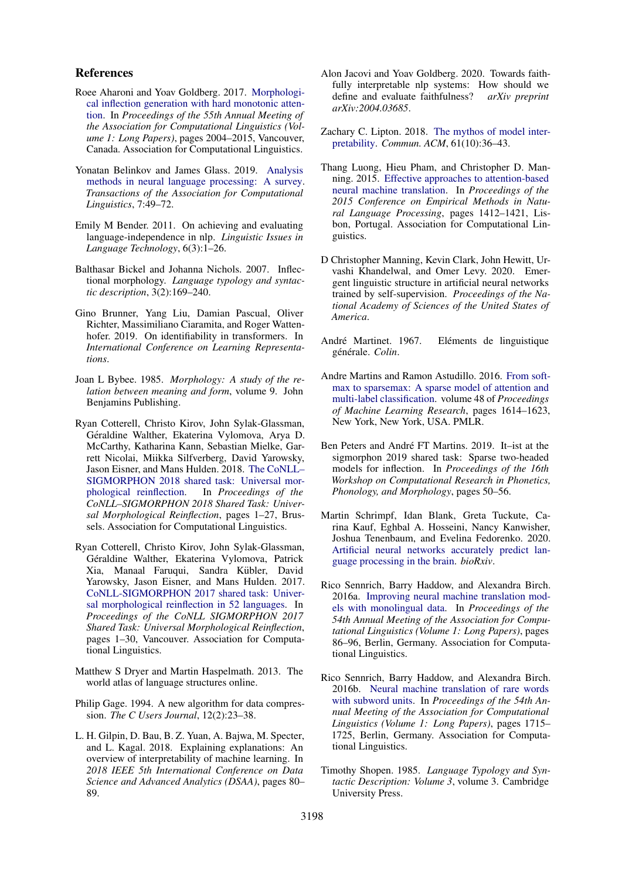## References

Roee Aharoni and Yoav Goldberg. 2017. Morphological inflection generation with hard monotonic attention. In *Proceedings of the 55th Annual Meeting of the Association for Computational Linguistics (Volume 1: Long Papers)*, pages 2004–2015, Vancouver, Canada. Association for Computational Linguistics.

Yonatan Belinkov and James Glass. 2019. Analysis methods in neural language processing: A survey. *Transactions of the Association for Computational Linguistics*, 7:49–72.

Emily M Bender. 2011. On achieving and evaluating language-independence in nlp. *Linguistic Issues in Language Technology*, 6(3):1–26.

Balthasar Bickel and Johanna Nichols. 2007. Inflectional morphology. *Language typology and syntactic description*, 3(2):169–240.

Gino Brunner, Yang Liu, Damian Pascual, Oliver Richter, Massimiliano Ciaramita, and Roger Wattenhofer. 2019. On identifiability in transformers. In *International Conference on Learning Representations*.

Joan L Bybee. 1985. *Morphology: A study of the relation between meaning and form*, volume 9. John Benjamins Publishing.

Ryan Cotterell, Christo Kirov, John Sylak-Glassman, Géraldine Walther, Ekaterina Vylomova, Arya D. McCarthy, Katharina Kann, Sebastian Mielke, Garrett Nicolai, Miikka Silfverberg, David Yarowsky, Jason Eisner, and Mans Hulden. 2018. The CoNLL–SIGMORPHON 2018 shared task: Universal morphological reinflection. In *Proceedings of the CoNLL–SIGMORPHON 2018 Shared Task: Universal Morphological Reinflection*, pages 1–27, Brussels. Association for Computational Linguistics.

Ryan Cotterell, Christo Kirov, John Sylak-Glassman, Géraldine Walther, Ekaterina Vylomova, Patrick Xia, Manaal Faruqui, Sandra Kübler, David Yarowsky, Jason Eisner, and Mans Hulden. 2017. CoNLL-SIGMORPHON 2017 shared task: Universal morphological reinflection in 52 languages. In *Proceedings of the CoNLL SIGMORPHON 2017 Shared Task: Universal Morphological Reinflection*, pages 1–30, Vancouver. Association for Computational Linguistics.

Matthew S Dryer and Martin Haspelmath. 2013. The world atlas of language structures online.

Philip Gage. 1994. A new algorithm for data compression. *The C Users Journal*, 12(2):23–38.

L. H. Gilpin, D. Bau, B. Z. Yuan, A. Bajwa, M. Specter, and L. Kagal. 2018. Explaining explanations: An overview of interpretability of machine learning. In *2018 IEEE 5th International Conference on Data Science and Advanced Analytics (DSAA)*, pages 80–89.

Alon Jacovi and Yoav Goldberg. 2020. Towards faithfully interpretable nlp systems: How should we define and evaluate faithfulness? *arXiv preprint arXiv:2004.03685*.

Zachary C. Lipton. 2018. The mythos of model interpretability. *Commun. ACM*, 61(10):36–43.

Thang Luong, Hieu Pham, and Christopher D. Manning. 2015. Effective approaches to attention-based neural machine translation. In *Proceedings of the 2015 Conference on Empirical Methods in Natural Language Processing*, pages 1412–1421, Lisbon, Portugal. Association for Computational Linguistics.

D Christopher Manning, Kevin Clark, John Hewitt, Urvashi Khandelwal, and Omer Levy. 2020. Emergent linguistic structure in artificial neural networks trained by self-supervision. *Proceedings of the National Academy of Sciences of the United States of America*.

André Martinet. 1967. Eléments de linguistique générale. *Colin*.

Andre Martins and Ramon Astudillo. 2016. From softmax to sparsemax: A sparse model of attention and multi-label classification. volume 48 of *Proceedings of Machine Learning Research*, pages 1614–1623, New York, New York, USA. PMLR.

Ben Peters and André FT Martins. 2019. It–ist at the sigmorphon 2019 shared task: Sparse two-headed models for inflection. In *Proceedings of the 16th Workshop on Computational Research in Phonetics, Phonology, and Morphology*, pages 50–56.

Martin Schrimpf, Idan Blank, Greta Tuckute, Carina Kauf, Eghbal A. Hosseini, Nancy Kanwisher, Joshua Tenenbaum, and Evelina Fedorenko. 2020. Artificial neural networks accurately predict language processing in the brain. *bioRxiv*.

Rico Sennrich, Barry Haddow, and Alexandra Birch. 2016a. Improving neural machine translation models with monolingual data. In *Proceedings of the 54th Annual Meeting of the Association for Computational Linguistics (Volume 1: Long Papers)*, pages 86–96, Berlin, Germany. Association for Computational Linguistics.

Rico Sennrich, Barry Haddow, and Alexandra Birch. 2016b. Neural machine translation of rare words with subword units. In *Proceedings of the 54th Annual Meeting of the Association for Computational Linguistics (Volume 1: Long Papers)*, pages 1715–1725, Berlin, Germany. Association for Computational Linguistics.

Timothy Shopen. 1985. *Language Typology and Syntactic Description: Volume 3*, volume 3. Cambridge University Press.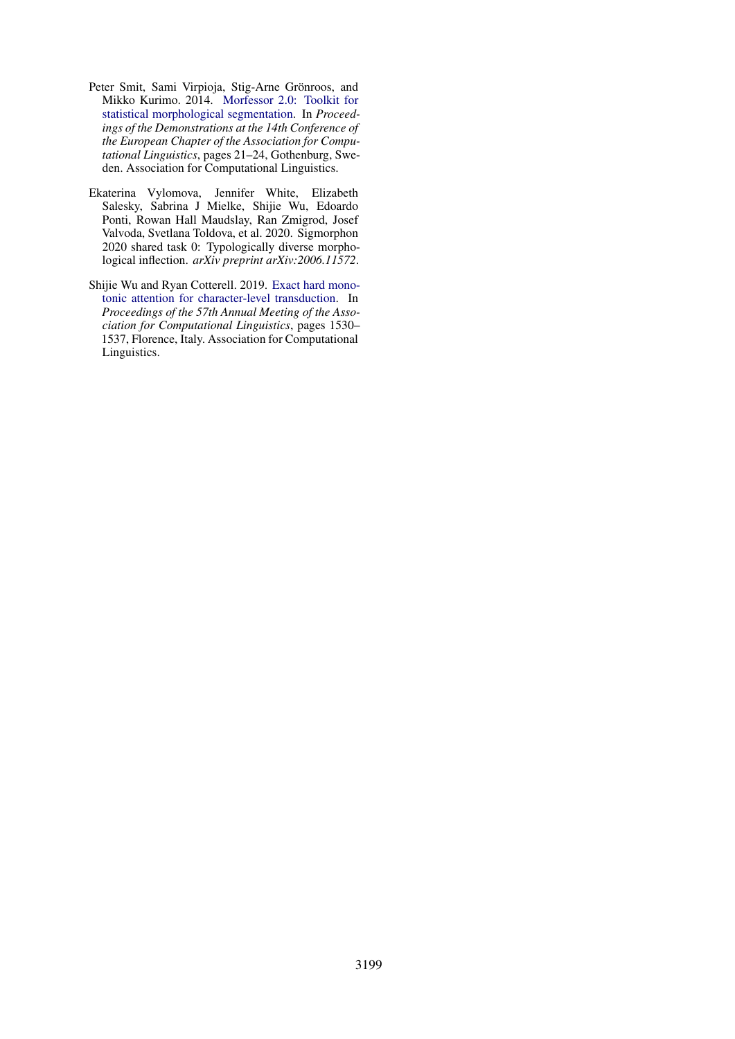Peter Smit, Sami Virpioja, Stig-Arne Grönroos, and Mikko Kurimo. 2014. Morfessor 2.0: Toolkit for statistical morphological segmentation. In *Proceedings of the Demonstrations at the 14th Conference of the European Chapter of the Association for Computational Linguistics*, pages 21–24, Gothenburg, Sweden. Association for Computational Linguistics.

Ekaterina Vylomova, Jennifer White, Elizabeth Salesky, Sabrina J Mielke, Shijie Wu, Edoardo Ponti, Rowan Hall Maudslay, Ran Zmigrod, Josef Valvoda, Svetlana Toldova, et al. 2020. Sigmorphon 2020 shared task 0: Typologically diverse morphological inflection. *arXiv preprint arXiv:2006.11572*.

Shijie Wu and Ryan Cotterell. 2019. Exact hard monotonic attention for character-level transduction. In *Proceedings of the 57th Annual Meeting of the Association for Computational Linguistics*, pages 1530–1537, Florence, Italy. Association for Computational Linguistics.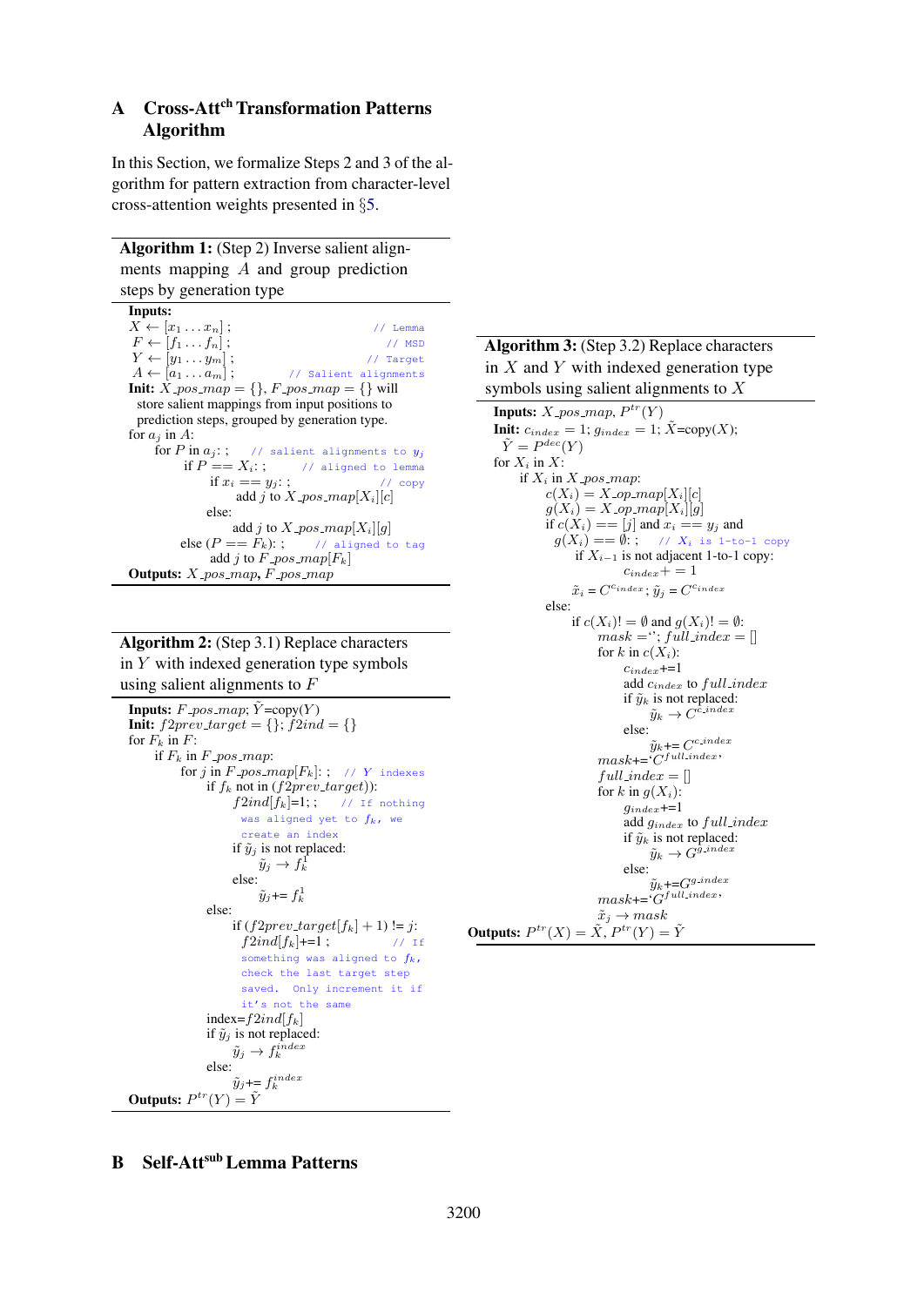# A Cross-Att[ch] Transformation Patterns Algorithm

In this Section, we formalize Steps 2 and 3 of the algorithm for pattern extraction from character-level cross-attention weights presented in §5.

**Algorithm 1:** (Step 2) Inverse salient alignments mapping $A$ and group prediction steps by generation type

```
Inputs:
X ← [x_1 ... x_n] ;                          // Lemma
F ← [f_1 ... f_n] ;                          // MSD
Y ← [y_1 ... y_m] ;                          // Target
A ← [a_1 ... a_m] ;                          // Salient alignments
Init: X_pos_map = {}, F_pos_map = {} will
  store salient mappings from input positions to
  prediction steps, grouped by generation type.
for a_j in A:
    for P in a_j: ;        // salient alignments to y_j
        if P == X_i: ;         // aligned to lemma
            if x_i == y_j: ;           // copy
                add j to X_pos_map[X_i][c]
            else:
                add j to X_pos_map[X_i][g]
        else (P == F_k): ;     // aligned to tag
            add j to F_pos_map[F_k]
Outputs: X_pos_map, F_pos_map
```

**Algorithm 2:** (Step 3.1) Replace characters in $Y$ with indexed generation type symbols using salient alignments to $F$

```
Inputs: F_pos_map; Ỹ=copy(Y)
Init: f2prev_target = {}; f2ind = {}
for F_k in F:
    if F_k in F_pos_map:
        for j in F_pos_map[F_k]: ;   // Y indexes
            if f_k not in (f2prev_target)):
                f2ind[f_k]=1; ;   // If nothing
                  was aligned yet to f_k, we
                  create an index
                if ỹ_j is not replaced:
                    ỹ_j → f_k^1
                else:
                    ỹ_j += f_k^1
            else:
                if (f2prev_target[f_k] + 1) != j:
                  f2ind[f_k]+=1 ;    // If
                  something was aligned to f_k,
                  check the last target step
                  saved. Only increment it if
                  it's not the same
            index=f2ind[f_k]
            if ỹ_j is not replaced:
                ỹ_j → f_k^index
            else:
                ỹ_j += f_k^index
Outputs: P^tr(Y) = Ỹ
```

**Algorithm 3:** (Step 3.2) Replace characters in $X$ and $Y$ with indexed generation type symbols using salient alignments to $X$

```
Inputs: X_pos_map, P^tr(Y)
Init: c_index = 1; g_index = 1; X̃=copy(X);
  Ỹ = P^dec(Y)
for X_i in X:
    if X_i in X_pos_map:
        c(X_i) = X_op_map[X_i][c]
        g(X_i) = X_op_map[X_i][g]
        if c(X_i) == [j] and x_i == y_j and
          g(X_i) == ∅: ;      // X_i is 1-to-1 copy
            if X_{i-1} is not adjacent 1-to-1 copy:
                c_index + = 1
            x̃_i = C^{c_index}; ỹ_j = C^{c_index}
    else:
        if c(X_i)! = ∅ and g(X_i)! = ∅:
            mask =''; full_index = []
            for k in c(X_i):
                c_index+=1
                add c_index to full_index
                if ỹ_k is not replaced:
                    ỹ_k → C^{c_index}
                else:
                    ỹ_k += C^{c_index}
            mask+='C^{full_index}'
            full_index = []
            for k in g(X_i):
                g_index+=1
                add g_index to full_index
                if ỹ_k is not replaced:
                    ỹ_k → G^{g_index}
                else:
                    ỹ_k+=G^{g_index}
            mask+='G^{full_index}'
            x̃_j → mask
Outputs: P^tr(X) = X̃, P^tr(Y) = Ỹ
```

# B Self-Att[sub] Lemma Patterns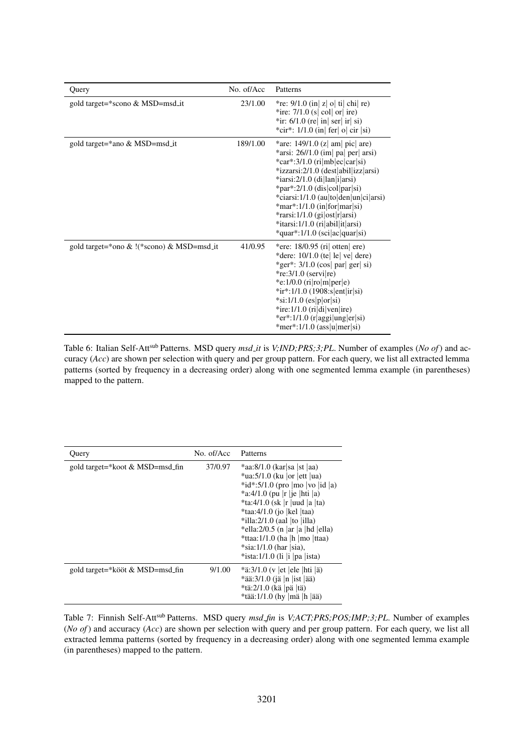| Query | No. of/Acc | Patterns |
|---|---|---|
| gold target=*scono & MSD=msd_it | 23/1.00 | *re: 9/1.0 (in\| z\| o\| ti\| chi\| re)<br>*ire: 7/1.0 (s\| col\| or\| ire)<br>*ir: 6/1.0 (re\| in\| ser\| ir\| si)<br>*cir*: 1/1.0 (in\| fer\| o\| cir \|si) |
| gold target=*ano & MSD=msd_it | 189/1.00 | *are: 149/1.0 (z\| am\| pic\| are)<br>*arsi: 26//1.0 (im\| pa\| per\| arsi)<br>*car*:3/1.0 (ri\|mb\|ec\|car\|si)<br>*izzarsi:2/1.0 (dest\|abil\|izz\|arsi)<br>*iarsi:2/1.0 (di\|lan\|i\|arsi)<br>*par*:2/1.0 (dis\|col\|par\|si)<br>*ciarsi:1/1.0 (au\|to\|den\|un\|ci\|arsi)<br>*mar*:1/1.0 (in\|for\|mar\|si)<br>*rarsi:1/1.0 (gi\|ost\|r\|arsi)<br>*itarsi:1/1.0 (ri\|abil\|it\|arsi)<br>*quar*:1/1.0 (sci\|ac\|quar\|si) |
| gold target=*ono & !(*scono) & MSD=msd_it | 41/0.95 | *ere: 18/0.95 (ri\| otten\| ere)<br>*dere: 10/1.0 (te\| le\| ve\| dere)<br>*ger*: 3/1.0 (cos\| par\| ger\| si)<br>*re:3/1.0 (servi\|re)<br>*e:1/0.0 (ri\|ro\|m\|per\|e)<br>*ir*:1/1.0 (1908:s\|ent\|ir\|si)<br>*si:1/1.0 (es\|p\|or\|si)<br>*ire:1/1.0 (ri\|di\|ven\|ire)<br>*er*:1/1.0 (r\|aggi\|ung\|er\|si)<br>*mer*:1/1.0 (ass\|u\|mer\|si) |

Table 6: Italian Self-Att^sub Patterns. MSD query *msd_it* is *V;IND;PRS;3;PL*. Number of examples (*No of*) and accuracy (*Acc*) are shown per selection with query and per group pattern. For each query, we list all extracted lemma patterns (sorted by frequency in a decreasing order) along with one segmented lemma example (in parentheses) mapped to the pattern.

| Query | No. of/Acc | Patterns |
|---|---|---|
| gold target=*koot & MSD=msd_fin | 37/0.97 | *aa:8/1.0 (kar\|sa \|st \|aa)<br>*ua:5/1.0 (ku \|or \|ett \|ua)<br>*id*:5/1.0 (pro \|mo \|vo \|id \|a)<br>*a:4/1.0 (pu \|r \|je \|hti \|a)<br>*ta:4/1.0 (sk \|r \|uud \|a \|ta)<br>*taa:4/1.0 (jo \|kel \|taa)<br>*illa:2/1.0 (aal \|to \|illa)<br>*ella:2/0.5 (n \|ar \|a \|hd \|ella)<br>*ttaa:1/1.0 (ha \|h \|mo \|ttaa)<br>*sia:1/1.0 (har \|sia),<br>*ista:1/1.0 (li \|i \|pa \|ista) |
| gold target=*kööt & MSD=msd_fin | 9/1.00 | *ä:3/1.0 (v \|et \|ele \|hti \|ä)<br>*ää:3/1.0 (jä \|n \|ist \|ää)<br>*tä:2/1.0 (kä \|pä \|tä)<br>*tää:1/1.0 (hy \|mä \|h \|ää) |

Table 7: Finnish Self-Att^sub Patterns. MSD query *msd_fin* is *V;ACT;PRS;POS;IMP;3;PL*. Number of examples (*No of*) and accuracy (*Acc*) are shown per selection with query and per group pattern. For each query, we list all extracted lemma patterns (sorted by frequency in a decreasing order) along with one segmented lemma example (in parentheses) mapped to the pattern.